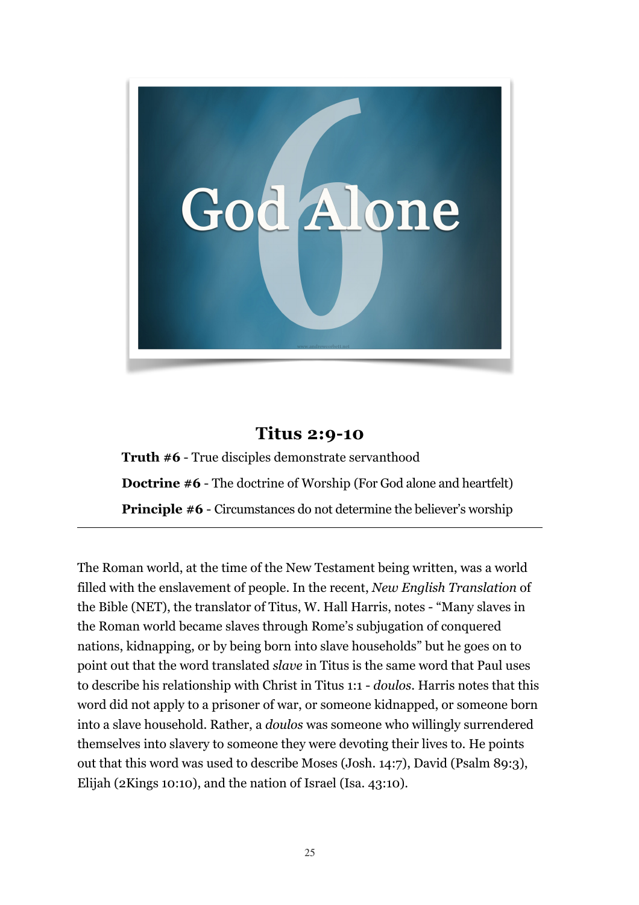# God Alone

## Titus 2:9-10

**Truth #6** - True disciples demonstrate servanthood

**Doctrine #6** - The doctrine of Worship (For God alone and heartfelt)

**Principle #6** - Circumstances do not determine the believer's worship

---

The Roman world, at the time of the New Testament being written, was a world filled with the enslavement of people. In the recent, *New English Translation* of the Bible (NET), the translator of Titus, W. Hall Harris, notes - "Many slaves in the Roman world became slaves through Rome's subjugation of conquered nations, kidnapping, or by being born into slave households" but he goes on to point out that the word translated *slave* in Titus is the same word that Paul uses to describe his relationship with Christ in Titus 1:1 - *doulos*. Harris notes that this word did not apply to a prisoner of war, or someone kidnapped, or someone born into a slave household. Rather, a *doulos* was someone who willingly surrendered themselves into slavery to someone they were devoting their lives to. He points out that this word was used to describe Moses (Josh. 14:7), David (Psalm 89:3), Elijah (2Kings 10:10), and the nation of Israel (Isa. 43:10).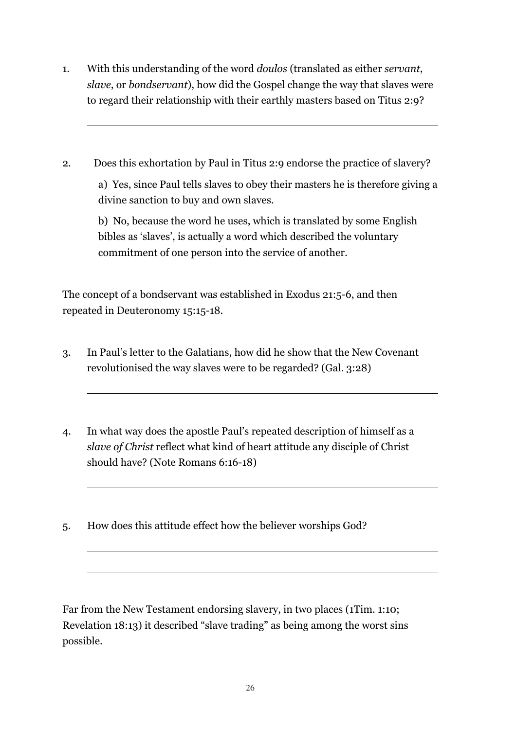1. With this understanding of the word *doulos* (translated as either *servant*, *slave*, or *bondservant*), how did the Gospel change the way that slaves were to regard their relationship with their earthly masters based on Titus 2:9?

   ___

2. Does this exhortation by Paul in Titus 2:9 endorse the practice of slavery?

   a) Yes, since Paul tells slaves to obey their masters he is therefore giving a divine sanction to buy and own slaves.

   b) No, because the word he uses, which is translated by some English bibles as 'slaves', is actually a word which described the voluntary commitment of one person into the service of another.

The concept of a bondservant was established in Exodus 21:5-6, and then repeated in Deuteronomy 15:15-18.

3. In Paul's letter to the Galatians, how did he show that the New Covenant revolutionised the way slaves were to be regarded? (Gal. 3:28)

   ___

4. In what way does the apostle Paul's repeated description of himself as a *slave of Christ* reflect what kind of heart attitude any disciple of Christ should have? (Note Romans 6:16-18)

   ___

5. How does this attitude effect how the believer worships God?

   ___

   ___

Far from the New Testament endorsing slavery, in two places (1Tim. 1:10; Revelation 18:13) it described "slave trading" as being among the worst sins possible.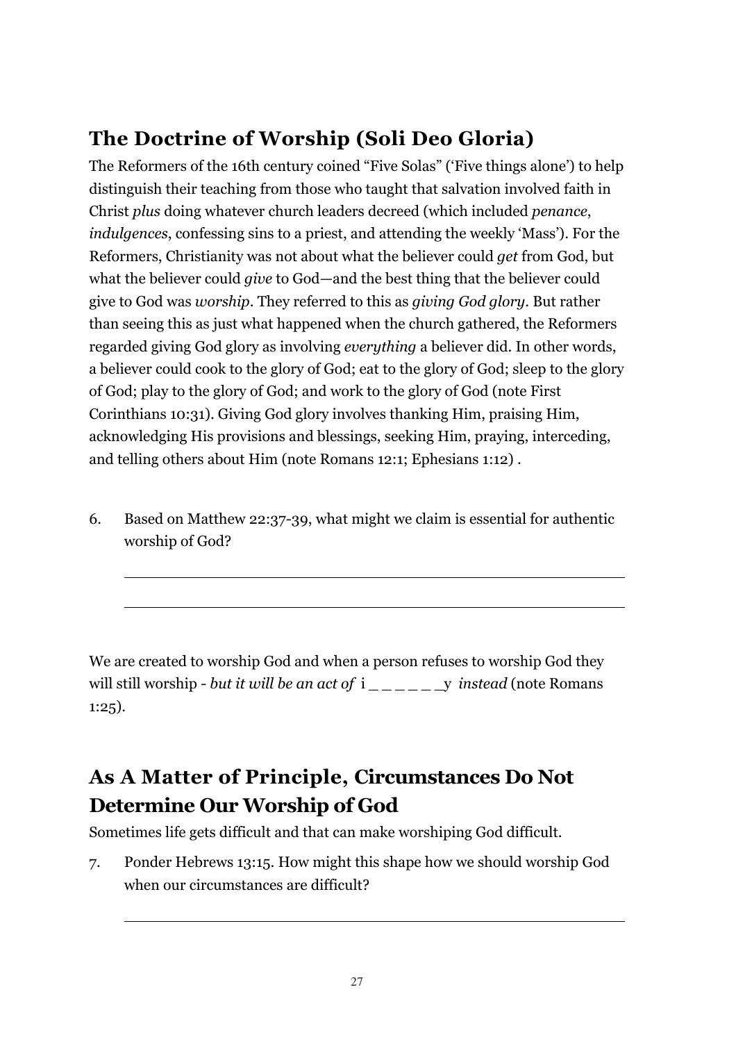## The Doctrine of Worship (Soli Deo Gloria)

The Reformers of the 16th century coined "Five Solas" ('Five things alone') to help distinguish their teaching from those who taught that salvation involved faith in Christ *plus* doing whatever church leaders decreed (which included *penance*, *indulgences*, confessing sins to a priest, and attending the weekly 'Mass'). For the Reformers, Christianity was not about what the believer could *get* from God, but what the believer could *give* to God—and the best thing that the believer could give to God was *worship*. They referred to this as *giving God glory*. But rather than seeing this as just what happened when the church gathered, the Reformers regarded giving God glory as involving *everything* a believer did. In other words, a believer could cook to the glory of God; eat to the glory of God; sleep to the glory of God; play to the glory of God; and work to the glory of God (note First Corinthians 10:31). Giving God glory involves thanking Him, praising Him, acknowledging His provisions and blessings, seeking Him, praying, interceding, and telling others about Him (note Romans 12:1; Ephesians 1:12) .

6. Based on Matthew 22:37-39, what might we claim is essential for authentic worship of God?

______________________________________________________________

______________________________________________________________

We are created to worship God and when a person refuses to worship God they will still worship - *but it will be an act of* i _ _ _ _ _ _y *instead* (note Romans 1:25).

## As A Matter of Principle, Circumstances Do Not Determine Our Worship of God

Sometimes life gets difficult and that can make worshiping God difficult.

7. Ponder Hebrews 13:15. How might this shape how we should worship God when our circumstances are difficult?

______________________________________________________________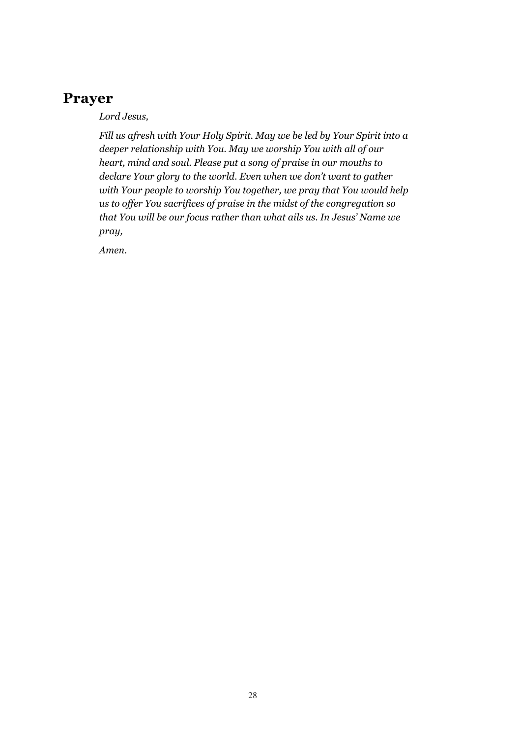## Prayer

*Lord Jesus,*

*Fill us afresh with Your Holy Spirit. May we be led by Your Spirit into a deeper relationship with You. May we worship You with all of our heart, mind and soul. Please put a song of praise in our mouths to declare Your glory to the world. Even when we don't want to gather with Your people to worship You together, we pray that You would help us to offer You sacrifices of praise in the midst of the congregation so that You will be our focus rather than what ails us. In Jesus' Name we pray,*

*Amen.*